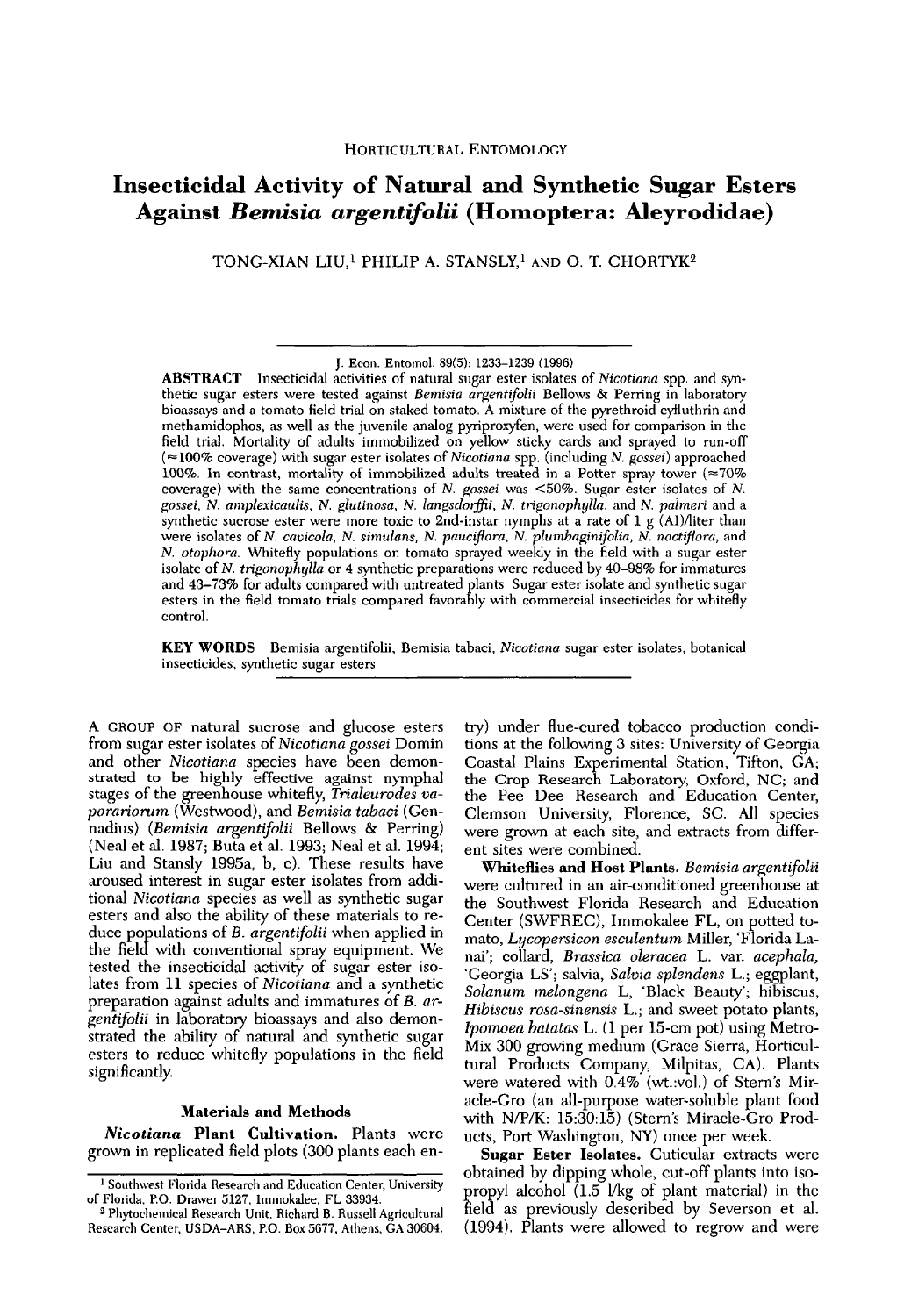HORTICULTURAL ENTOMOLOGY

# Insecticidal Activity of Natural and Synthetic Sugar Esters Against *Bemisia argentifolii* (Homoptera: Aleyrodidae)

TONG-XIAN LIU,[1] PHILIP A. STANSLY,[1] AND O. T. CHORTYK[2]

J. Econ. Entomol. 89(5): 1233–1239 (1996)

**ABSTRACT** Insecticidal activities of natural sugar ester isolates of *Nicotiana* spp. and synthetic sugar esters were tested against *Bemisia argentifolii* Bellows & Perring in laboratory bioassays and a tomato field trial on staked tomato. A mixture of the pyrethroid cyfluthrin and methamidophos, as well as the juvenile analog pyriproxyfen, were used for comparison in the field trial. Mortality of adults immobilized on yellow sticky cards and sprayed to run-off (≈100% coverage) with sugar ester isolates of *Nicotiana* spp. (including *N. gossei*) approached 100%. In contrast, mortality of immobilized adults treated in a Potter spray tower (≈70% coverage) with the same concentrations of *N. gossei* was <50%. Sugar ester isolates of *N. gossei*, *N. amplexicaulis*, *N. glutinosa*, *N. langsdorffii*, *N. trigonophylla*, and *N. palmeri* and a synthetic sucrose ester were more toxic to 2nd-instar nymphs at a rate of 1 g (AI)/liter than were isolates of *N. cavicola*, *N. simulans*, *N. pauciflora*, *N. plumbaginifolia*, *N. noctiflora*, and *N. otophora*. Whitefly populations on tomato sprayed weekly in the field with a sugar ester isolate of *N. trigonophylla* or 4 synthetic preparations were reduced by 40–98% for immatures and 43–73% for adults compared with untreated plants. Sugar ester isolate and synthetic sugar esters in the field tomato trials compared favorably with commercial insecticides for whitefly control.

**KEY WORDS** Bemisia argentifolii, Bemisia tabaci, *Nicotiana* sugar ester isolates, botanical insecticides, synthetic sugar esters

A GROUP OF natural sucrose and glucose esters from sugar ester isolates of *Nicotiana gossei* Domin and other *Nicotiana* species have been demonstrated to be highly effective against nymphal stages of the greenhouse whitefly, *Trialeurodes vaporariorum* (Westwood), and *Bemisia tabaci* (Gennadius) (*Bemisia argentifolii* Bellows & Perring) (Neal et al. 1987; Buta et al. 1993; Neal et al. 1994; Liu and Stansly 1995a, b, c). These results have aroused interest in sugar ester isolates from additional *Nicotiana* species as well as synthetic sugar esters and also the ability of these materials to reduce populations of *B. argentifolii* when applied in the field with conventional spray equipment. We tested the insecticidal activity of sugar ester isolates from 11 species of *Nicotiana* and a synthetic preparation against adults and immatures of *B. argentifolii* in laboratory bioassays and also demonstrated the ability of natural and synthetic sugar esters to reduce whitefly populations in the field significantly.

## Materials and Methods

***Nicotiana* Plant Cultivation.** Plants were grown in replicated field plots (300 plants each entry) under flue-cured tobacco production conditions at the following 3 sites: University of Georgia Coastal Plains Experimental Station, Tifton, GA; the Crop Research Laboratory, Oxford, NC; and the Pee Dee Research and Education Center, Clemson University, Florence, SC. All species were grown at each site, and extracts from different sites were combined.

**Whiteflies and Host Plants.** *Bemisia argentifolii* were cultured in an air-conditioned greenhouse at the Southwest Florida Research and Education Center (SWFREC), Immokalee FL, on potted tomato, *Lycopersicon esculentum* Miller, 'Florida Lanai'; collard, *Brassica oleracea* L. var. *acephala*, 'Georgia LS'; salvia, *Salvia splendens* L.; eggplant, *Solanum melongena* L, 'Black Beauty'; hibiscus, *Hibiscus rosa-sinensis* L.; and sweet potato plants, *Ipomoea batatas* L. (1 per 15-cm pot) using Metro-Mix 300 growing medium (Grace Sierra, Horticultural Products Company, Milpitas, CA). Plants were watered with 0.4% (wt.:vol.) of Stern's Miracle-Gro (an all-purpose water-soluble plant food with N/P/K: 15:30:15) (Stern's Miracle-Gro Products, Port Washington, NY) once per week.

**Sugar Ester Isolates.** Cuticular extracts were obtained by dipping whole, cut-off plants into isopropyl alcohol (1.5 l/kg of plant material) in the field as previously described by Severson et al. (1994). Plants were allowed to regrow and were

[1] Southwest Florida Research and Education Center, University of Florida, P.O. Drawer 5127, Immokalee, FL 33934.

[2] Phytochemical Research Unit, Richard B. Russell Agricultural Research Center, USDA-ARS, P.O. Box 5677, Athens, GA 30604.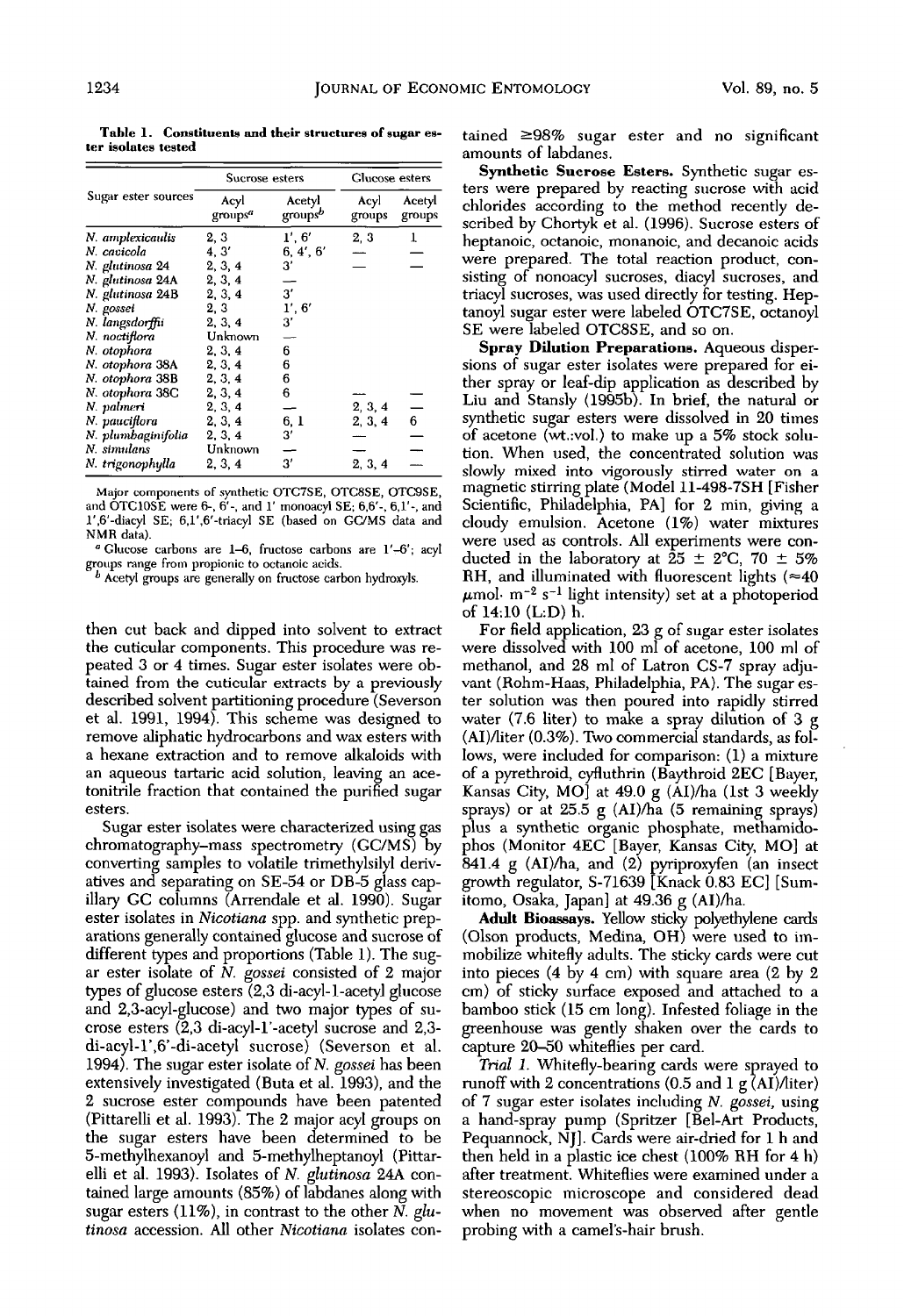**Table 1. Constituents and their structures of sugar ester isolates tested**

| Sugar ester sources | Sucrose esters | | Glucose esters | |
|---|---|---|---|---|
| | Acyl groups[a] | Acetyl groups[b] | Acyl groups | Acetyl groups |
| *N. amplexicaulis* | 2, 3 | 1', 6' | 2, 3 | 1 |
| *N. cavicola* | 4, 3' | 6, 4', 6' | — | — |
| *N. glutinosa* 24 | 2, 3, 4 | 3' | — | — |
| *N. glutinosa* 24A | 2, 3, 4 | — | | |
| *N. glutinosa* 24B | 2, 3, 4 | 3' | | |
| *N. gossei* | 2, 3 | 1', 6' | | |
| *N. langsdorffii* | 2, 3, 4 | 3' | | |
| *N. noctiflora* | Unknown | — | | |
| *N. otophora* | 2, 3, 4 | 6 | | |
| *N. otophora* 38A | 2, 3, 4 | 6 | | |
| *N. otophora* 38B | 2, 3, 4 | 6 | | |
| *N. otophora* 38C | 2, 3, 4 | 6 | — | — |
| *N. palmeri* | 2, 3, 4 | — | 2, 3, 4 | — |
| *N. pauciflora* | 2, 3, 4 | 6, 1 | 2, 3, 4 | 6 |
| *N. plumbaginifolia* | 2, 3, 4 | 3' | — | — |
| *N. simulans* | Unknown | — | — | — |
| *N. trigonophylla* | 2, 3, 4 | 3' | 2, 3, 4 | — |

Major components of synthetic OTC7SE, OTC8SE, OTC9SE, and OTC10SE were 6-, 6'-, and 1' monoacyl SE; 6,6'-, 6,1'-, and 1',6'-diacyl SE; 6,1',6'-triacyl SE (based on GC/MS data and NMR data).

[a] Glucose carbons are 1–6, fructose carbons are 1'–6'; acyl groups range from propionic to octanoic acids.

[b] Acetyl groups are generally on fructose carbon hydroxyls.

then cut back and dipped into solvent to extract the cuticular components. This procedure was repeated 3 or 4 times. Sugar ester isolates were obtained from the cuticular extracts by a previously described solvent partitioning procedure (Severson et al. 1991, 1994). This scheme was designed to remove aliphatic hydrocarbons and wax esters with a hexane extraction and to remove alkaloids with an aqueous tartaric acid solution, leaving an acetonitrile fraction that contained the purified sugar esters.

Sugar ester isolates were characterized using gas chromatography–mass spectrometry (GC/MS) by converting samples to volatile trimethylsilyl derivatives and separating on SE-54 or DB-5 glass capillary GC columns (Arrendale et al. 1990). Sugar ester isolates in *Nicotiana* spp. and synthetic preparations generally contained glucose and sucrose of different types and proportions (Table 1). The sugar ester isolate of *N. gossei* consisted of 2 major types of glucose esters (2,3 di-acyl-1-acetyl glucose and 2,3-acyl-glucose) and two major types of sucrose esters (2,3 di-acyl-1'-acetyl sucrose and 2,3-di-acyl-1',6'-di-acetyl sucrose) (Severson et al. 1994). The sugar ester isolate of *N. gossei* has been extensively investigated (Buta et al. 1993), and the 2 sucrose ester compounds have been patented (Pittarelli et al. 1993). The 2 major acyl groups on the sugar esters have been determined to be 5-methylhexanoyl and 5-methylheptanoyl (Pittarelli et al. 1993). Isolates of *N. glutinosa* 24A contained large amounts (85%) of labdanes along with sugar esters (11%), in contrast to the other *N. glutinosa* accession. All other *Nicotiana* isolates contained ≥98% sugar ester and no significant amounts of labdanes.

**Synthetic Sucrose Esters.** Synthetic sugar esters were prepared by reacting sucrose with acid chlorides according to the method recently described by Chortyk et al. (1996). Sucrose esters of heptanoic, octanoic, monanoic, and decanoic acids were prepared. The total reaction product, consisting of nonoacyl sucroses, diacyl sucroses, and triacyl sucroses, was used directly for testing. Heptanoyl sugar ester were labeled OTC7SE, octanoyl SE were labeled OTC8SE, and so on.

**Spray Dilution Preparations.** Aqueous dispersions of sugar ester isolates were prepared for either spray or leaf-dip application as described by Liu and Stansly (1995b). In brief, the natural or synthetic sugar esters were dissolved in 20 times of acetone (wt.:vol.) to make up a 5% stock solution. When used, the concentrated solution was slowly mixed into vigorously stirred water on a magnetic stirring plate (Model 11-498-7SH [Fisher Scientific, Philadelphia, PA] for 2 min, giving a cloudy emulsion. Acetone (1%) water mixtures were used as controls. All experiments were conducted in the laboratory at 25 ± 2°C, 70 ± 5% RH, and illuminated with fluorescent lights (≈40 $\mu$mol· $m^{-2}$ $s^{-1}$ light intensity) set at a photoperiod of 14:10 (L:D) h.

For field application, 23 g of sugar ester isolates were dissolved with 100 ml of acetone, 100 ml of methanol, and 28 ml of Latron CS-7 spray adjuvant (Rohm-Haas, Philadelphia, PA). The sugar ester solution was then poured into rapidly stirred water (7.6 liter) to make a spray dilution of 3 g (AI)/liter (0.3%). Two commercial standards, as follows, were included for comparison: (1) a mixture of a pyrethroid, cyfluthrin (Baythroid 2EC [Bayer, Kansas City, MO] at 49.0 g (AI)/ha (1st 3 weekly sprays) or at 25.5 g (AI)/ha (5 remaining sprays) plus a synthetic organic phosphate, methamidophos (Monitor 4EC [Bayer, Kansas City, MO] at 841.4 g (AI)/ha, and (2) pyriproxyfen (an insect growth regulator, S-71639 [Knack 0.83 EC] [Sumitomo, Osaka, Japan] at 49.36 g (AI)/ha.

**Adult Bioassays.** Yellow sticky polyethylene cards (Olson products, Medina, OH) were used to immobilize whitefly adults. The sticky cards were cut into pieces (4 by 4 cm) with square area (2 by 2 cm) of sticky surface exposed and attached to a bamboo stick (15 cm long). Infested foliage in the greenhouse was gently shaken over the cards to capture 20–50 whiteflies per card.

*Trial 1.* Whitefly-bearing cards were sprayed to runoff with 2 concentrations (0.5 and 1 g (AI)/liter) of 7 sugar ester isolates including *N. gossei*, using a hand-spray pump (Spritzer [Bel-Art Products, Pequannock, NJ]. Cards were air-dried for 1 h and then held in a plastic ice chest (100% RH for 4 h) after treatment. Whiteflies were examined under a stereoscopic microscope and considered dead when no movement was observed after gentle probing with a camel's-hair brush.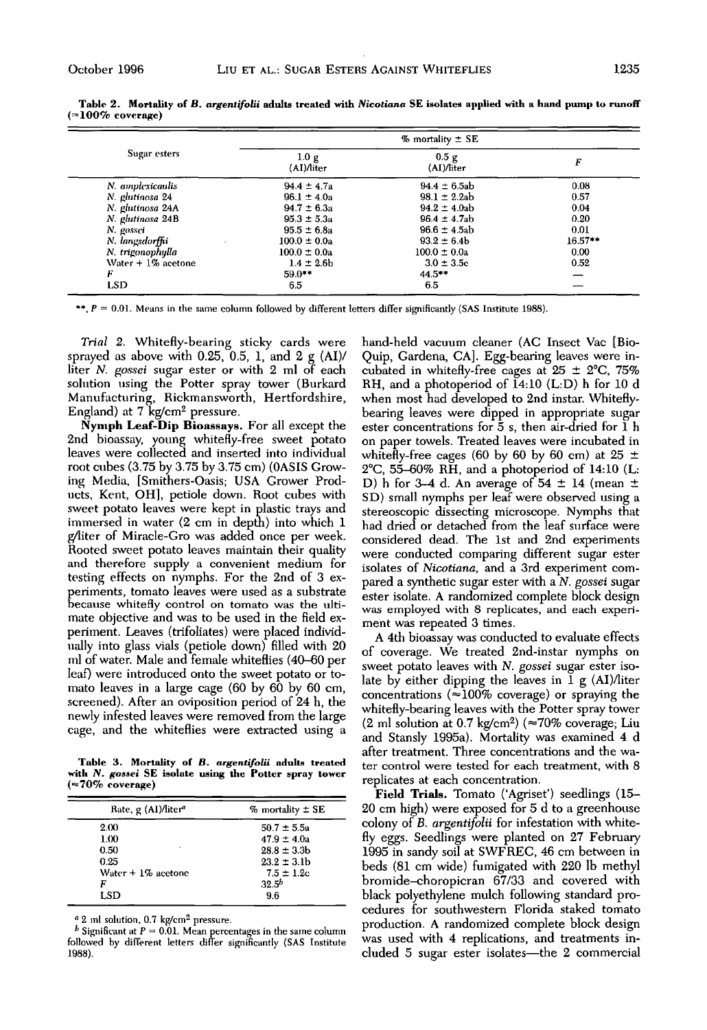**Table 2. Mortality of *B. argentifolii* adults treated with *Nicotiana* SE isolates applied with a hand pump to runoff (≈100% coverage)**

| Sugar esters | % mortality ± SE | | |
|---|---|---|---|
| | 1.0 g (AI)/liter | 0.5 g (AI)/liter | *F* |
| *N. amplexicaulis* | 94.4 ± 4.7a | 94.4 ± 6.5ab | 0.08 |
| *N. glutinosa* 24 | 96.1 ± 4.0a | 98.1 ± 2.2ab | 0.57 |
| *N. glutinosa* 24A | 94.7 ± 6.3a | 94.2 ± 4.0ab | 0.04 |
| *N. glutinosa* 24B | 95.3 ± 5.3a | 96.4 ± 4.7ab | 0.20 |
| *N. gossei* | 95.5 ± 6.8a | 96.6 ± 4.5ab | 0.01 |
| *N. langsdorffii* | 100.0 ± 0.0a | 93.2 ± 6.4b | 16.57** |
| *N. trigonophylla* | 100.0 ± 0.0a | 100.0 ± 0.0a | 0.00 |
| Water + 1% acetone | 1.4 ± 2.6b | 3.0 ± 3.5c | 0.52 |
| *F* | 59.0** | 44.5** | — |
| LSD | 6.5 | 6.5 | — |

**, *P* = 0.01. Means in the same column followed by different letters differ significantly (SAS Institute 1988).

*Trial 2.* Whitefly-bearing sticky cards were sprayed as above with 0.25, 0.5, 1, and 2 g (AI)/liter *N. gossei* sugar ester or with 2 ml of each solution using the Potter spray tower (Burkard Manufacturing, Rickmansworth, Hertfordshire, England) at 7 kg/cm$^2$ pressure.

**Nymph Leaf-Dip Bioassays.** For all except the 2nd bioassay, young whitefly-free sweet potato leaves were collected and inserted into individual root cubes (3.75 by 3.75 by 3.75 cm) (OASIS Growing Media, [Smithers-Oasis; USA Grower Products, Kent, OH], petiole down. Root cubes with sweet potato leaves were kept in plastic trays and immersed in water (2 cm in depth) into which 1 g/liter of Miracle-Gro was added once per week. Rooted sweet potato leaves maintain their quality and therefore supply a convenient medium for testing effects on nymphs. For the 2nd of 3 experiments, tomato leaves were used as a substrate because whitefly control on tomato was the ultimate objective and was to be used in the field experiment. Leaves (trifoliates) were placed individually into glass vials (petiole down) filled with 20 ml of water. Male and female whiteflies (40–60 per leaf) were introduced onto the sweet potato or tomato leaves in a large cage (60 by 60 by 60 cm, screened). After an oviposition period of 24 h, the newly infested leaves were removed from the large cage, and the whiteflies were extracted using a hand-held vacuum cleaner (AC Insect Vac [BioQuip, Gardena, CA]. Egg-bearing leaves were incubated in whitefly-free cages at 25 ± 2°C, 75% RH, and a photoperiod of 14:10 (L:D) h for 10 d when most had developed to 2nd instar. Whitefly-bearing leaves were dipped in appropriate sugar ester concentrations for 5 s, then air-dried for 1 h on paper towels. Treated leaves were incubated in whitefly-free cages (60 by 60 by 60 cm) at 25 ± 2°C, 55–60% RH, and a photoperiod of 14:10 (L:D) h for 3–4 d. An average of 54 ± 14 (mean ± SD) small nymphs per leaf were observed using a stereoscopic dissecting microscope. Nymphs that had dried or detached from the leaf surface were considered dead. The 1st and 2nd experiments were conducted comparing different sugar ester isolates of *Nicotiana*, and a 3rd experiment compared a synthetic sugar ester with a *N. gossei* sugar ester isolate. A randomized complete block design was employed with 8 replicates, and each experiment was repeated 3 times.

A 4th bioassay was conducted to evaluate effects of coverage. We treated 2nd-instar nymphs on sweet potato leaves with *N. gossei* sugar ester isolate by either dipping the leaves in 1 g (AI)/liter concentrations (≈100% coverage) or spraying the whitefly-bearing leaves with the Potter spray tower (2 ml solution at 0.7 kg/cm$^2$) (≈70% coverage; Liu and Stansly 1995a). Mortality was examined 4 d after treatment. Three concentrations and the water control were tested for each treatment, with 8 replicates at each concentration.

**Table 3. Mortality of *B. argentifolii* adults treated with *N. gossei* SE isolate using the Potter spray tower (≈70% coverage)**

| Rate, g (AI)/liter[a] | % mortality ± SE |
|---|---|
| 2.00 | 50.7 ± 5.5a |
| 1.00 | 47.9 ± 4.0a |
| 0.50 | 28.8 ± 3.3b |
| 0.25 | 23.2 ± 3.1b |
| Water + 1% acetone | 7.5 ± 1.2c |
| *F* | 32.5[b] |
| LSD | 9.6 |

[a] 2 ml solution, 0.7 kg/cm$^2$ pressure.
[b] Significant at *P* = 0.01. Mean percentages in the same column followed by different letters differ significantly (SAS Institute 1988).

**Field Trials.** Tomato ('Agriset') seedlings (15–20 cm high) were exposed for 5 d to a greenhouse colony of *B. argentifolii* for infestation with whitefly eggs. Seedlings were planted on 27 February 1995 in sandy soil at SWFREC, 46 cm between in beds (81 cm wide) fumigated with 220 lb methyl bromide–choropicran 67/33 and covered with black polyethylene mulch following standard procedures for southwestern Florida staked tomato production. A randomized complete block design was used with 4 replications, and treatments included 5 sugar ester isolates—the 2 commercial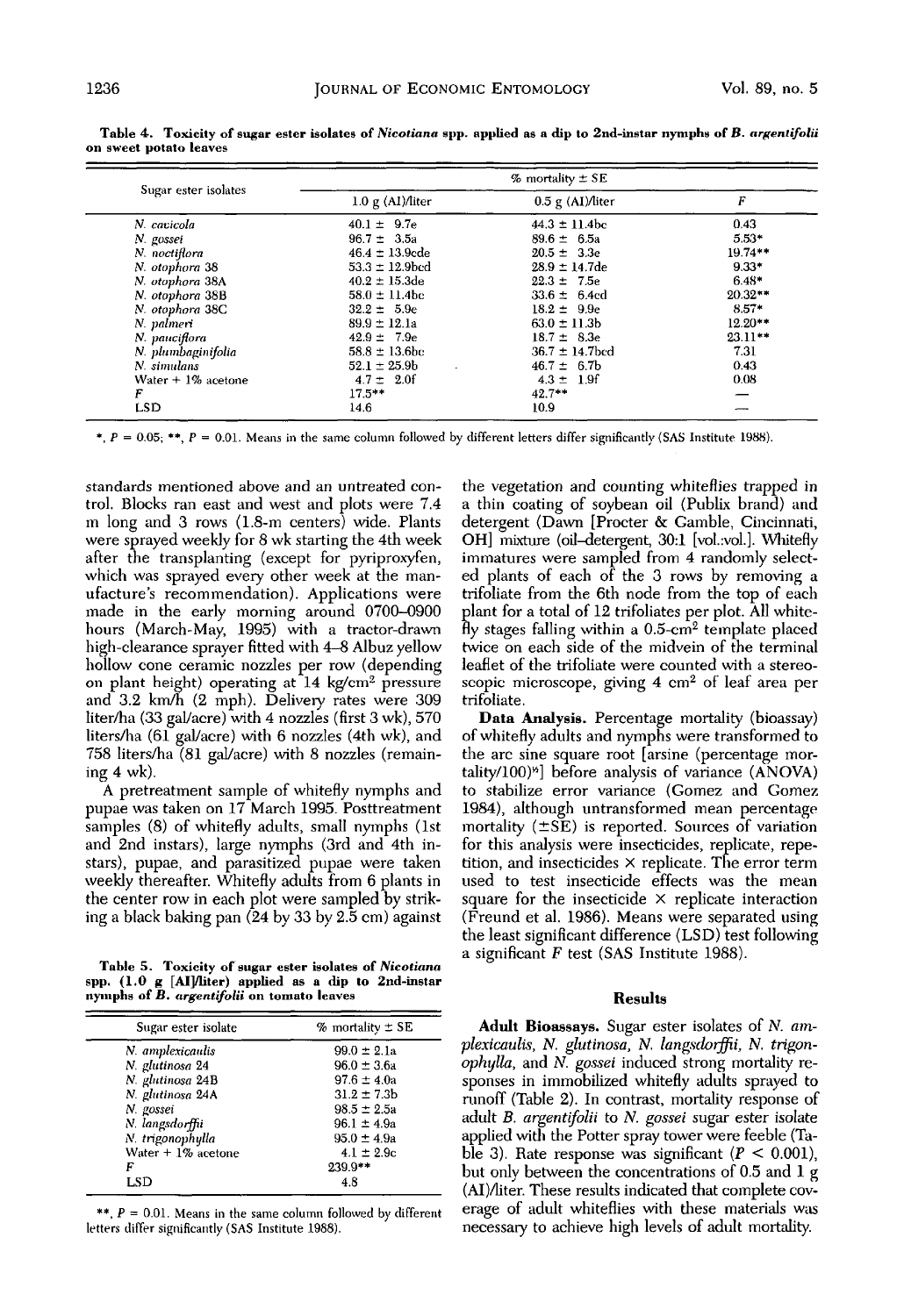**Table 4. Toxicity of sugar ester isolates of *Nicotiana* spp. applied as a dip to 2nd-instar nymphs of *B. argentifolii* on sweet potato leaves**

| Sugar ester isolates | % mortality ± SE | | |
|---|---|---|---|
| | 1.0 g (AI)/liter | 0.5 g (AI)/liter | *F* |
| *N. cavicola* | 40.1 ± 9.7e | 44.3 ± 11.4bc | 0.43 |
| *N. gossei* | 96.7 ± 3.5a | 89.6 ± 6.5a | 5.53* |
| *N. noctiflora* | 46.4 ± 13.9cde | 20.5 ± 3.3e | 19.74** |
| *N. otophora* 38 | 53.3 ± 12.9bcd | 28.9 ± 14.7de | 9.33* |
| *N. otophora* 38A | 40.2 ± 15.3de | 22.3 ± 7.5e | 6.48* |
| *N. otophora* 38B | 58.0 ± 11.4bc | 33.6 ± 6.4cd | 20.32** |
| *N. otophora* 38C | 32.2 ± 5.9e | 18.2 ± 9.9e | 8.57* |
| *N. palmeri* | 89.9 ± 12.1a | 63.0 ± 11.3b | 12.20** |
| *N. pauciflora* | 42.9 ± 7.9e | 18.7 ± 8.3e | 23.11** |
| *N. plumbaginifolia* | 58.8 ± 13.6bc | 36.7 ± 14.7bcd | 7.31 |
| *N. simulans* | 52.1 ± 25.9b | 46.7 ± 6.7b | 0.43 |
| Water + 1% acetone | 4.7 ± 2.0f | 4.3 ± 1.9f | 0.08 |
| *F* | 17.5** | 42.7** | — |
| LSD | 14.6 | 10.9 | — |

*, $P = 0.05$; **, $P = 0.01$. Means in the same column followed by different letters differ significantly (SAS Institute 1988).

standards mentioned above and an untreated control. Blocks ran east and west and plots were 7.4 m long and 3 rows (1.8-m centers) wide. Plants were sprayed weekly for 8 wk starting the 4th week after the transplanting (except for pyriproxyfen, which was sprayed every other week at the manufacture's recommendation). Applications were made in the early morning around 0700–0900 hours (March-May, 1995) with a tractor-drawn high-clearance sprayer fitted with 4–8 Albuz yellow hollow cone ceramic nozzles per row (depending on plant height) operating at 14 kg/cm$^2$ pressure and 3.2 km/h (2 mph). Delivery rates were 309 liter/ha (33 gal/acre) with 4 nozzles (first 3 wk), 570 liters/ha (61 gal/acre) with 6 nozzles (4th wk), and 758 liters/ha (81 gal/acre) with 8 nozzles (remaining 4 wk).

A pretreatment sample of whitefly nymphs and pupae was taken on 17 March 1995. Posttreatment samples (8) of whitefly adults, small nymphs (1st and 2nd instars), large nymphs (3rd and 4th instars), pupae, and parasitized pupae were taken weekly thereafter. Whitefly adults from 6 plants in the center row in each plot were sampled by striking a black baking pan (24 by 33 by 2.5 cm) against the vegetation and counting whiteflies trapped in a thin coating of soybean oil (Publix brand) and detergent (Dawn [Procter & Gamble, Cincinnati, OH] mixture (oil–detergent, 30:1 [vol.:vol.]. Whitefly immatures were sampled from 4 randomly selected plants of each of the 3 rows by removing a trifoliate from the 6th node from the top of each plant for a total of 12 trifoliates per plot. All whitefly stages falling within a 0.5-cm$^2$ template placed twice on each side of the midvein of the terminal leaflet of the trifoliate were counted with a stereoscopic microscope, giving 4 cm$^2$ of leaf area per trifoliate.

**Table 5. Toxicity of sugar ester isolates of *Nicotiana* spp. (1.0 g [AI]/liter) applied as a dip to 2nd-instar nymphs of *B. argentifolii* on tomato leaves**

| Sugar ester isolate | % mortality ± SE |
|---|---|
| *N. amplexicaulis* | 99.0 ± 2.1a |
| *N. glutinosa* 24 | 96.0 ± 3.6a |
| *N. glutinosa* 24B | 97.6 ± 4.0a |
| *N. glutinosa* 24A | 31.2 ± 7.3b |
| *N. gossei* | 98.5 ± 2.5a |
| *N. langsdorffii* | 96.1 ± 4.9a |
| *N. trigonophylla* | 95.0 ± 4.9a |
| Water + 1% acetone | 4.1 ± 2.9c |
| *F* | 239.9** |
| LSD | 4.8 |

**, $P = 0.01$. Means in the same column followed by different letters differ significantly (SAS Institute 1988).

**Data Analysis.** Percentage mortality (bioassay) of whitefly adults and nymphs were transformed to the arc sine square root [arsine (percentage mortality/100)$^{1/2}$] before analysis of variance (ANOVA) to stabilize error variance (Gomez and Gomez 1984), although untransformed mean percentage mortality (±SE) is reported. Sources of variation for this analysis were insecticides, replicate, repetition, and insecticides × replicate. The error term used to test insecticide effects was the mean square for the insecticide × replicate interaction (Freund et al. 1986). Means were separated using the least significant difference (LSD) test following a significant *F* test (SAS Institute 1988).

## Results

**Adult Bioassays.** Sugar ester isolates of *N. amplexicaulis*, *N. glutinosa*, *N. langsdorffii*, *N. trigonophylla*, and *N. gossei* induced strong mortality responses in immobilized whitefly adults sprayed to runoff (Table 2). In contrast, mortality response of adult *B. argentifolii* to *N. gossei* sugar ester isolate applied with the Potter spray tower were feeble (Table 3). Rate response was significant ($P < 0.001$), but only between the concentrations of 0.5 and 1 g (AI)/liter. These results indicated that complete coverage of adult whiteflies with these materials was necessary to achieve high levels of adult mortality.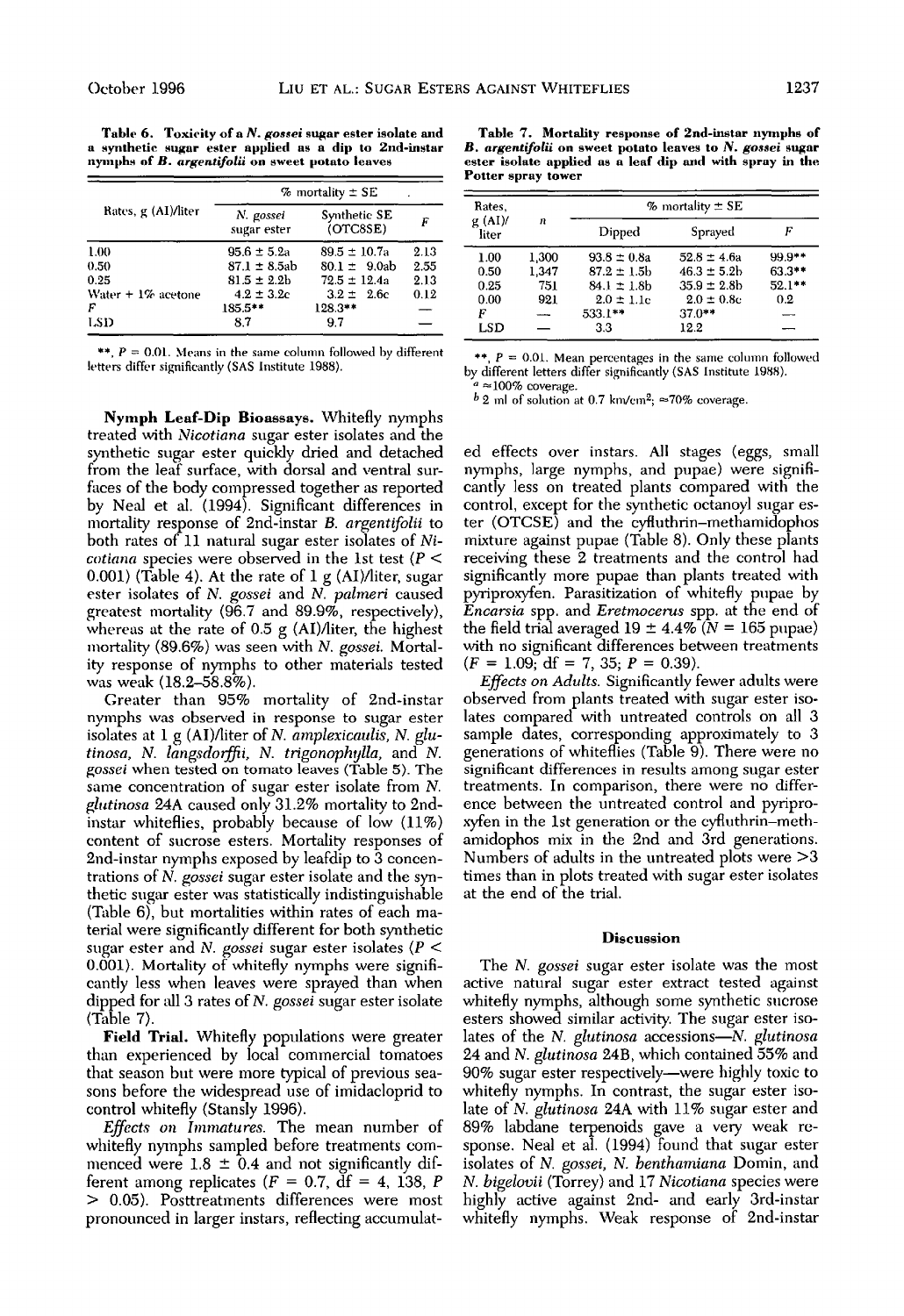**Table 6. Toxicity of a *N. gossei* sugar ester isolate and a synthetic sugar ester applied as a dip to 2nd-instar nymphs of *B. argentifolii* on sweet potato leaves**

| Rates, g (AI)/liter | % mortality ± SE | | |
|---|---|---|---|
| | *N. gossei* sugar ester | Synthetic SE (OTC8SE) | *F* |
| 1.00 | 95.6 ± 5.2a | 89.5 ± 10.7a | 2.13 |
| 0.50 | 87.1 ± 8.5ab | 80.1 ± 9.0ab | 2.55 |
| 0.25 | 81.5 ± 2.2b | 72.5 ± 12.4a | 2.13 |
| Water + 1% acetone | 4.2 ± 3.2c | 3.2 ± 2.6c | 0.12 |
| *F* | 185.5** | 128.3** | — |
| LSD | 8.7 | 9.7 | — |

**, $P = 0.01$. Means in the same column followed by different letters differ significantly (SAS Institute 1988).

**Table 7. Mortality response of 2nd-instar nymphs of *B. argentifolii* on sweet potato leaves to *N. gossei* sugar ester isolate applied as a leaf dip and with spray in the Potter spray tower**

| Rates, g (AI)/liter | *n* | % mortality ± SE | | |
|---|---|---|---|---|
| | | Dipped | Sprayed | *F* |
| 1.00 | 1,300 | 93.8 ± 0.8a | 52.8 ± 4.6a | 99.9** |
| 0.50 | 1,347 | 87.2 ± 1.5b | 46.3 ± 5.2b | 63.3** |
| 0.25 | 751 | 84.1 ± 1.8b | 35.9 ± 2.8b | 52.1** |
| 0.00 | 921 | 2.0 ± 1.1c | 2.0 ± 0.8c | 0.2 |
| *F* | — | 533.1** | 37.0** | — |
| LSD | — | 3.3 | 12.2 | — |

**, $P = 0.01$. Mean percentages in the same column followed by different letters differ significantly (SAS Institute 1988).
[a] ≈100% coverage.
[b] 2 ml of solution at 0.7 km/cm$^2$; ≈70% coverage.

**Nymph Leaf-Dip Bioassays.** Whitefly nymphs treated with *Nicotiana* sugar ester isolates and the synthetic sugar ester quickly dried and detached from the leaf surface, with dorsal and ventral surfaces of the body compressed together as reported by Neal et al. (1994). Significant differences in mortality response of 2nd-instar *B. argentifolii* to both rates of 11 natural sugar ester isolates of *Nicotiana* species were observed in the 1st test ($P < 0.001$) (Table 4). At the rate of 1 g (AI)/liter, sugar ester isolates of *N. gossei* and *N. palmeri* caused greatest mortality (96.7 and 89.9%, respectively), whereas at the rate of 0.5 g (AI)/liter, the highest mortality (89.6%) was seen with *N. gossei*. Mortality response of nymphs to other materials tested was weak (18.2–58.8%).

Greater than 95% mortality of 2nd-instar nymphs was observed in response to sugar ester isolates at 1 g (AI)/liter of *N. amplexicaulis, N. glutinosa, N. langsdorffii, N. trigonophylla,* and *N. gossei* when tested on tomato leaves (Table 5). The same concentration of sugar ester isolate from *N. glutinosa* 24A caused only 31.2% mortality to 2nd-instar whiteflies, probably because of low (11%) content of sucrose esters. Mortality responses of 2nd-instar nymphs exposed by leafdip to 3 concentrations of *N. gossei* sugar ester isolate and the synthetic sugar ester was statistically indistinguishable (Table 6), but mortalities within rates of each material were significantly different for both synthetic sugar ester and *N. gossei* sugar ester isolates ($P < 0.001$). Mortality of whitefly nymphs were significantly less when leaves were sprayed than when dipped for all 3 rates of *N. gossei* sugar ester isolate (Table 7).

**Field Trial.** Whitefly populations were greater than experienced by local commercial tomatoes that season but were more typical of previous seasons before the widespread use of imidacloprid to control whitefly (Stansly 1996).

*Effects on Immatures.* The mean number of whitefly nymphs sampled before treatments commenced were 1.8 ± 0.4 and not significantly different among replicates ($F = 0.7$, df = 4, 138, $P > 0.05$). Posttreatments differences were most pronounced in larger instars, reflecting accumulated effects over instars. All stages (eggs, small nymphs, large nymphs, and pupae) were significantly less on treated plants compared with the control, except for the synthetic octanoyl sugar ester (OTCSE) and the cyfluthrin–methamidophos mixture against pupae (Table 8). Only these plants receiving these 2 treatments and the control had significantly more pupae than plants treated with pyriproxyfen. Parasitization of whitefly pupae by *Encarsia* spp. and *Eretmocerus* spp. at the end of the field trial averaged 19 ± 4.4% ($N = 165$ pupae) with no significant differences between treatments ($F = 1.09$; df = 7, 35; $P = 0.39$).

*Effects on Adults.* Significantly fewer adults were observed from plants treated with sugar ester isolates compared with untreated controls on all 3 sample dates, corresponding approximately to 3 generations of whiteflies (Table 9). There were no significant differences in results among sugar ester treatments. In comparison, there were no difference between the untreated control and pyriproxyfen in the 1st generation or the cyfluthrin–methamidophos mix in the 2nd and 3rd generations. Numbers of adults in the untreated plots were >3 times than in plots treated with sugar ester isolates at the end of the trial.

## Discussion

The *N. gossei* sugar ester isolate was the most active natural sugar ester extract tested against whitefly nymphs, although some synthetic sucrose esters showed similar activity. The sugar ester isolates of the *N. glutinosa* accessions—*N. glutinosa* 24 and *N. glutinosa* 24B, which contained 55% and 90% sugar ester respectively—were highly toxic to whitefly nymphs. In contrast, the sugar ester isolate of *N. glutinosa* 24A with 11% sugar ester and 89% labdane terpenoids gave a very weak response. Neal et al. (1994) found that sugar ester isolates of *N. gossei, N. benthamiana* Domin, and *N. bigelovii* (Torrey) and 17 *Nicotiana* species were highly active against 2nd- and early 3rd-instar whitefly nymphs. Weak response of 2nd-instar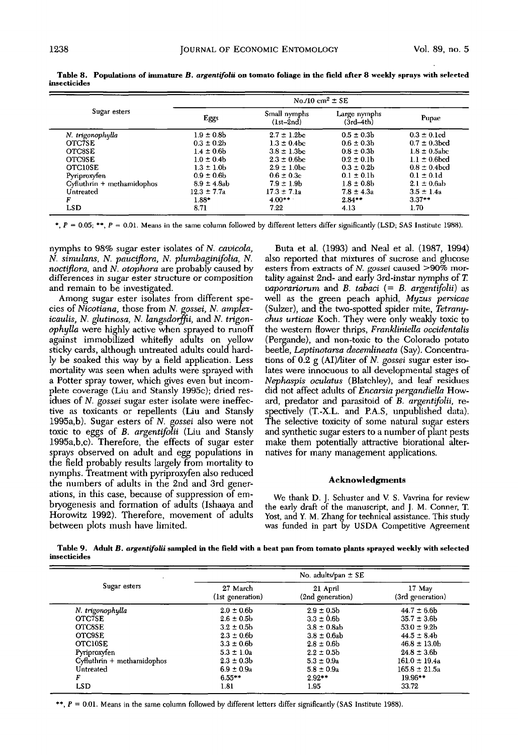**Table 8. Populations of immature *B. argentifolii* on tomato foliage in the field after 8 weekly sprays with selected insecticides**

| Sugar esters | No./10 cm² ± SE | | | |
|---|---|---|---|---|
| | Eggs | Small nymphs (1st–2nd) | Large nymphs (3rd–4th) | Pupae |
| *N. trigonophylla* | 1.9 ± 0.8b | 2.7 ± 1.2bc | 0.5 ± 0.3b | 0.3 ± 0.1cd |
| OTC7SE | 0.3 ± 0.2b | 1.3 ± 0.4bc | 0.6 ± 0.3b | 0.7 ± 0.3bcd |
| OTC8SE | 1.4 ± 0.6b | 3.8 ± 1.3bc | 0.8 ± 0.3b | 1.8 ± 0.5abc |
| OTC9SE | 1.0 ± 0.4b | 2.3 ± 0.6bc | 0.2 ± 0.1b | 1.1 ± 0.6bcd |
| OTC10SE | 1.3 ± 1.0b | 2.9 ± 1.0bc | 0.3 ± 0.2b | 0.8 ± 0.4bcd |
| Pyriproxyfen | 0.9 ± 0.6b | 0.6 ± 0.3c | 0.1 ± 0.1b | 0.1 ± 0.1d |
| Cyfluthrin + methamidophos | 8.9 ± 4.8ab | 7.9 ± 1.9b | 1.8 ± 0.8b | 2.1 ± 0.6ab |
| Untreated | 12.3 ± 7.7a | 17.3 ± 7.1a | 7.8 ± 4.3a | 3.5 ± 1.4a |
| *F* | 1.88* | 4.00** | 2.84** | 3.37** |
| LSD | 8.71 | 7.22 | 4.13 | 1.70 |

*, $P = 0.05$; **, $P = 0.01$. Means in the same column followed by different letters differ significantly (LSD; SAS Institute 1988).

nymphs to 98% sugar ester isolates of *N. cavicola*, *N. simulans*, *N. pauciflora*, *N. plumbaginifolia*, *N. noctiflora*, and *N. otophora* are probably caused by differences in sugar ester structure or composition and remain to be investigated.

Among sugar ester isolates from different species of *Nicotiana*, those from *N. gossei*, *N. amplexicaulis*, *N. glutinosa*, *N. langsdorffii*, and *N. trigonophylla* were highly active when sprayed to runoff against immobilized whitefly adults on yellow sticky cards, although untreated adults could hardly be soaked this way by a field application. Less mortality was seen when adults were sprayed with a Potter spray tower, which gives even but incomplete coverage (Liu and Stansly 1995c); dried residues of *N. gossei* sugar ester isolate were ineffective as toxicants or repellents (Liu and Stansly 1995a,b). Sugar esters of *N. gossei* also were not toxic to eggs of *B. argentifolii* (Liu and Stansly 1995a,b,c). Therefore, the effects of sugar ester sprays observed on adult and egg populations in the field probably results largely from mortality to nymphs. Treatment with pyriproxyfen also reduced the numbers of adults in the 2nd and 3rd generations, in this case, because of suppression of embryogenesis and formation of adults (Ishaaya and Horowitz 1992). Therefore, movement of adults between plots mush have limited.

Buta et al. (1993) and Neal et al. (1987, 1994) also reported that mixtures of sucrose and glucose esters from extracts of *N. gossei* caused >90% mortality against 2nd- and early 3rd-instar nymphs of *T. vaporariorum* and *B. tabaci* (= *B. argentifolii*) as well as the green peach aphid, *Myzus persicae* (Sulzer), and the two-spotted spider mite, *Tetranychus urticae* Koch. They were only weakly toxic to the western flower thrips, *Frankliniella occidentalis* (Pergande), and non-toxic to the Colorado potato beetle, *Leptinotarsa decemlineata* (Say). Concentrations of 0.2 g (AI)/liter of *N. gossei* sugar ester isolates were innocuous to all developmental stages of *Nephaspis oculatus* (Blatchley), and leaf residues did not affect adults of *Encarsia pergandiella* Howard, predator and parasitoid of *B. argentifolii*, respectively (T.-X.L. and P.A.S, unpublished data). The selective toxicity of some natural sugar esters and synthetic sugar esters to a number of plant pests make them potentially attractive biorational alternatives for many management applications.

## Acknowledgments

We thank D. J. Schuster and V. S. Vavrina for review the early draft of the manuscript, and J. M. Conner, T. Yost, and Y. M. Zhang for technical assistance. This study was funded in part by USDA Competitive Agreement

**Table 9. Adult *B. argentifolii* sampled in the field with a beat pan from tomato plants sprayed weekly with selected insecticides**

| Sugar esters | No. adults/pan ± SE | | |
|---|---|---|---|
| | 27 March (1st generation) | 21 April (2nd generation) | 17 May (3rd generation) |
| *N. trigonophylla* | 2.0 ± 0.6b | 2.9 ± 0.5b | 44.7 ± 6.6b |
| OTC7SE | 2.6 ± 0.5b | 3.3 ± 0.6b | 35.7 ± 3.6b |
| OTC8SE | 3.2 ± 0.5b | 3.8 ± 0.8ab | 53.0 ± 9.2b |
| OTC9SE | 2.3 ± 0.6b | 3.8 ± 0.6ab | 44.5 ± 8.4b |
| OTC10SE | 3.3 ± 0.6b | 2.8 ± 0.6b | 46.8 ± 13.0b |
| Pyriproxyfen | 5.3 ± 1.0a | 2.2 ± 0.5b | 24.8 ± 3.6b |
| Cyfluthrin + methamidophos | 2.3 ± 0.3b | 5.3 ± 0.9a | 161.0 ± 19.4a |
| Untreated | 6.9 ± 0.9a | 5.8 ± 0.9a | 165.8 ± 21.5a |
| *F* | 6.55** | 2.92** | 19.96** |
| LSD | 1.81 | 1.95 | 33.72 |

**, $P = 0.01$. Means in the same column followed by different letters differ significantly (SAS Institute 1988).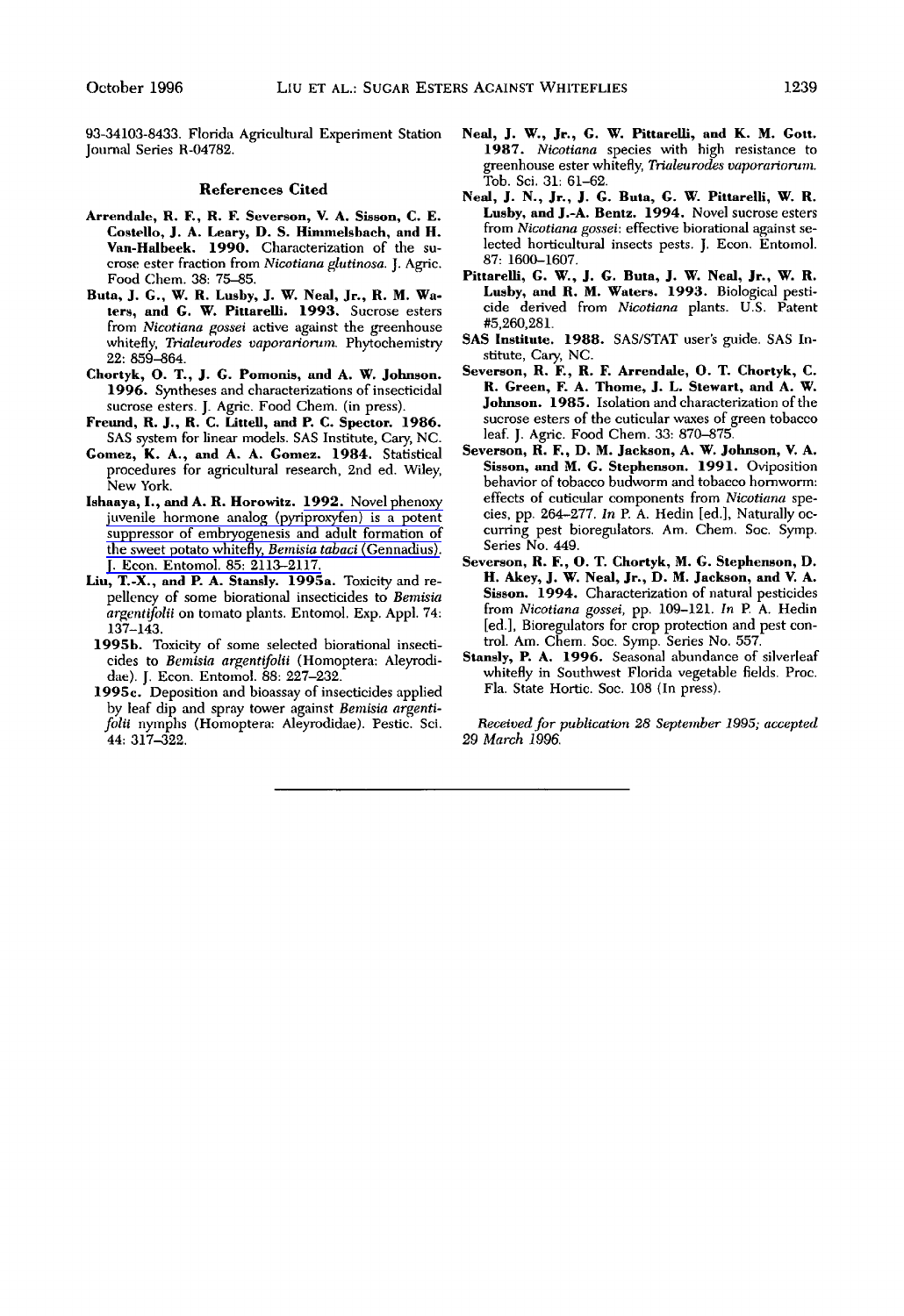93-34103-8433. Florida Agricultural Experiment Station Journal Series R-04782.

## References Cited

**Arrendale, R. F., R. F. Severson, V. A. Sisson, C. E. Costello, J. A. Leary, D. S. Himmelsbach, and H. Van-Halbeek. 1990.** Characterization of the sucrose ester fraction from *Nicotiana glutinosa*. J. Agric. Food Chem. 38: 75–85.

**Buta, J. G., W. R. Lusby, J. W. Neal, Jr., R. M. Waters, and G. W. Pittarelli. 1993.** Sucrose esters from *Nicotiana gossei* active against the greenhouse whitefly, *Trialeurodes vaporariorum*. Phytochemistry 22: 859–864.

**Chortyk, O. T., J. G. Pomonis, and A. W. Johnson. 1996.** Syntheses and characterizations of insecticidal sucrose esters. J. Agric. Food Chem. (in press).

**Freund, R. J., R. C. Littell, and P. C. Spector. 1986.** SAS system for linear models. SAS Institute, Cary, NC.

**Gomez, K. A., and A. A. Gomez. 1984.** Statistical procedures for agricultural research, 2nd ed. Wiley, New York.

**Ishaaya, I., and A. R. Horowitz. 1992.** Novel phenoxy juvenile hormone analog (pyriproxyfen) is a potent suppressor of embryogenesis and adult formation of the sweet potato whitefly, *Bemisia tabaci* (Gennadius). J. Econ. Entomol. 85: 2113–2117.

**Liu, T.-X., and P. A. Stansly. 1995a.** Toxicity and repellency of some biorational insecticides to *Bemisia argentifolii* on tomato plants. Entomol. Exp. Appl. 74: 137–143.

**1995b.** Toxicity of some selected biorational insecticides to *Bemisia argentifolii* (Homoptera: Aleyrodidae). J. Econ. Entomol. 88: 227–232.

**1995c.** Deposition and bioassay of insecticides applied by leaf dip and spray tower against *Bemisia argentifolii* nymphs (Homoptera: Aleyrodidae). Pestic. Sci. 44: 317–322.

**Neal, J. W., Jr., G. W. Pittarelli, and K. M. Gott. 1987.** *Nicotiana* species with high resistance to greenhouse ester whitefly, *Trialeurodes vaporariorum*. Tob. Sci. 31: 61–62.

**Neal, J. N., Jr., J. G. Buta, G. W. Pittarelli, W. R. Lusby, and J.-A. Bentz. 1994.** Novel sucrose esters from *Nicotiana gossei*: effective biorational against selected horticultural insects pests. J. Econ. Entomol. 87: 1600–1607.

**Pittarelli, G. W., J. G. Buta, J. W. Neal, Jr., W. R. Lusby, and R. M. Waters. 1993.** Biological pesticide derived from *Nicotiana* plants. U.S. Patent #5,260,281.

**SAS Institute. 1988.** SAS/STAT user's guide. SAS Institute, Cary, NC.

**Severson, R. F., R. F. Arrendale, O. T. Chortyk, C. R. Green, F. A. Thome, J. L. Stewart, and A. W. Johnson. 1985.** Isolation and characterization of the sucrose esters of the cuticular waxes of green tobacco leaf. J. Agric. Food Chem. 33: 870–875.

**Severson, R. F., D. M. Jackson, A. W. Johnson, V. A. Sisson, and M. G. Stephenson. 1991.** Oviposition behavior of tobacco budworm and tobacco hornworm: effects of cuticular components from *Nicotiana* species, pp. 264–277. *In* P. A. Hedin [ed.], Naturally occurring pest bioregulators. Am. Chem. Soc. Symp. Series No. 449.

**Severson, R. F., O. T. Chortyk, M. G. Stephenson, D. H. Akey, J. W. Neal, Jr., D. M. Jackson, and V. A. Sisson. 1994.** Characterization of natural pesticides from *Nicotiana gossei*, pp. 109–121. *In* P. A. Hedin [ed.], Bioregulators for crop protection and pest control. Am. Chem. Soc. Symp. Series No. 557.

**Stansly, P. A. 1996.** Seasonal abundance of silverleaf whitefly in Southwest Florida vegetable fields. Proc. Fla. State Hortic. Soc. 108 (In press).

*Received for publication 28 September 1995; accepted 29 March 1996.*